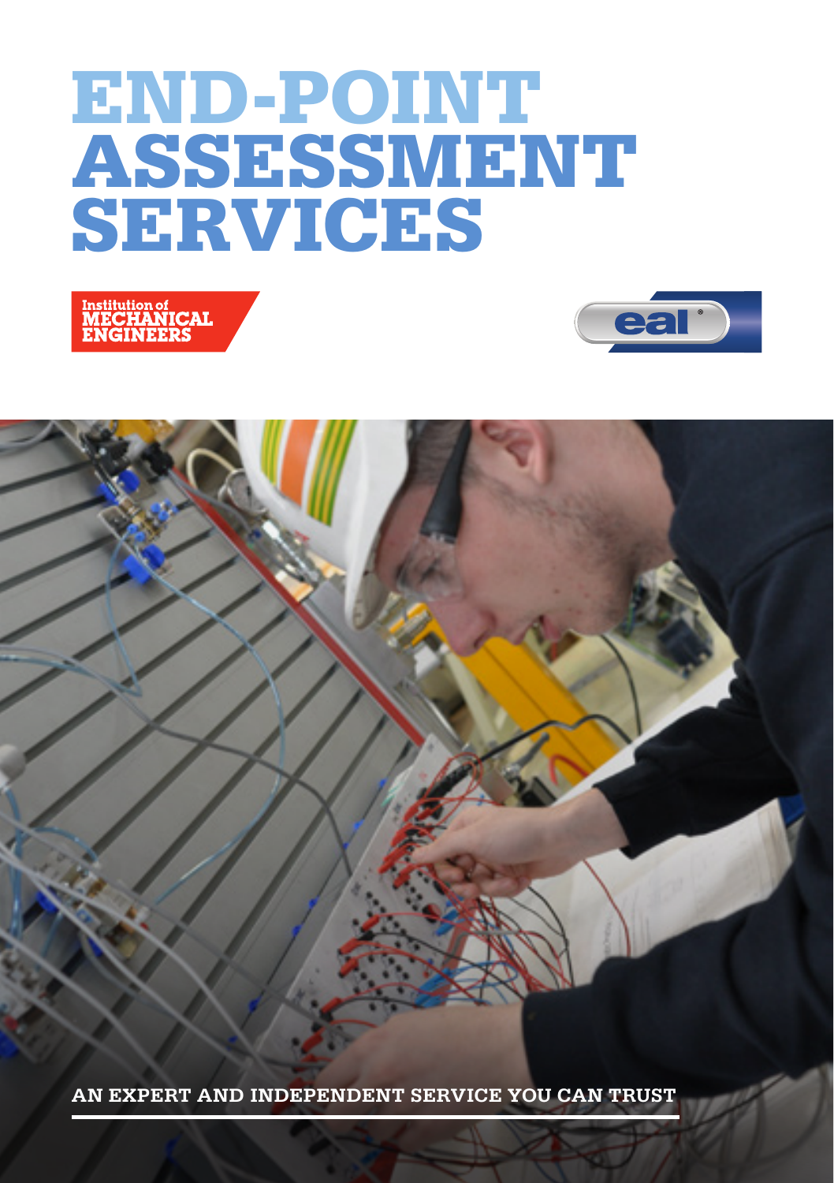# END-POINT ASSESSMENT SERVICES

AN EXPERT AND INDEPENDENT SERVICE YOU CAN TRUST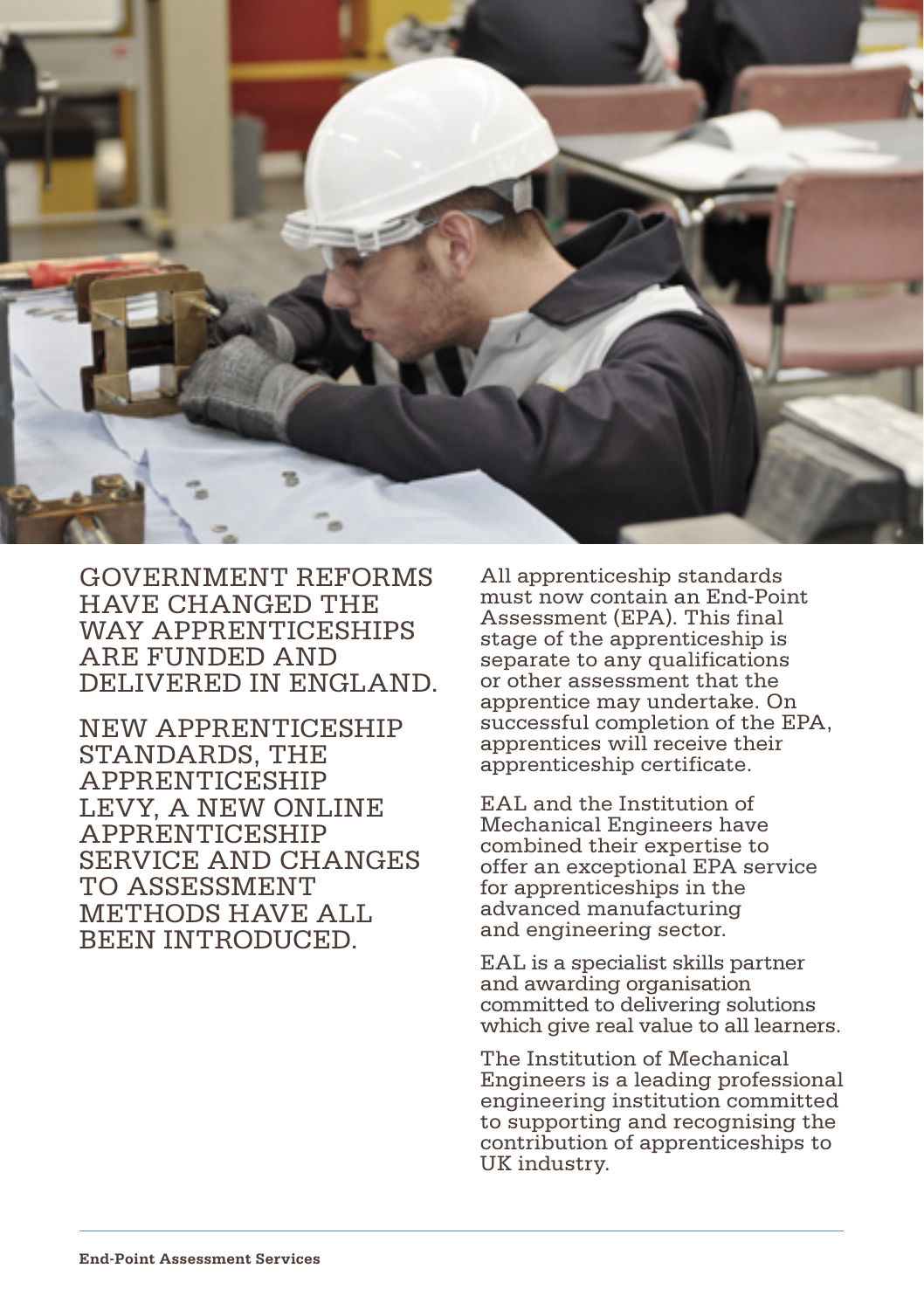## GOVERNMENT REFORMS HAVE CHANGED THE WAY APPRENTICESHIPS ARE FUNDED AND DELIVERED IN ENGLAND.

## NEW APPRENTICESHIP STANDARDS, THE APPRENTICESHIP LEVY, A NEW ONLINE APPRENTICESHIP SERVICE AND CHANGES TO ASSESSMENT METHODS HAVE ALL BEEN INTRODUCED.

All apprenticeship standards must now contain an End-Point Assessment (EPA). This final stage of the apprenticeship is separate to any qualifications or other assessment that the apprentice may undertake. On successful completion of the EPA, apprentices will receive their apprenticeship certificate.

EAL and the Institution of Mechanical Engineers have combined their expertise to offer an exceptional EPA service for apprenticeships in the advanced manufacturing and engineering sector.

EAL is a specialist skills partner and awarding organisation committed to delivering solutions which give real value to all learners.

The Institution of Mechanical Engineers is a leading professional engineering institution committed to supporting and recognising the contribution of apprenticeships to UK industry.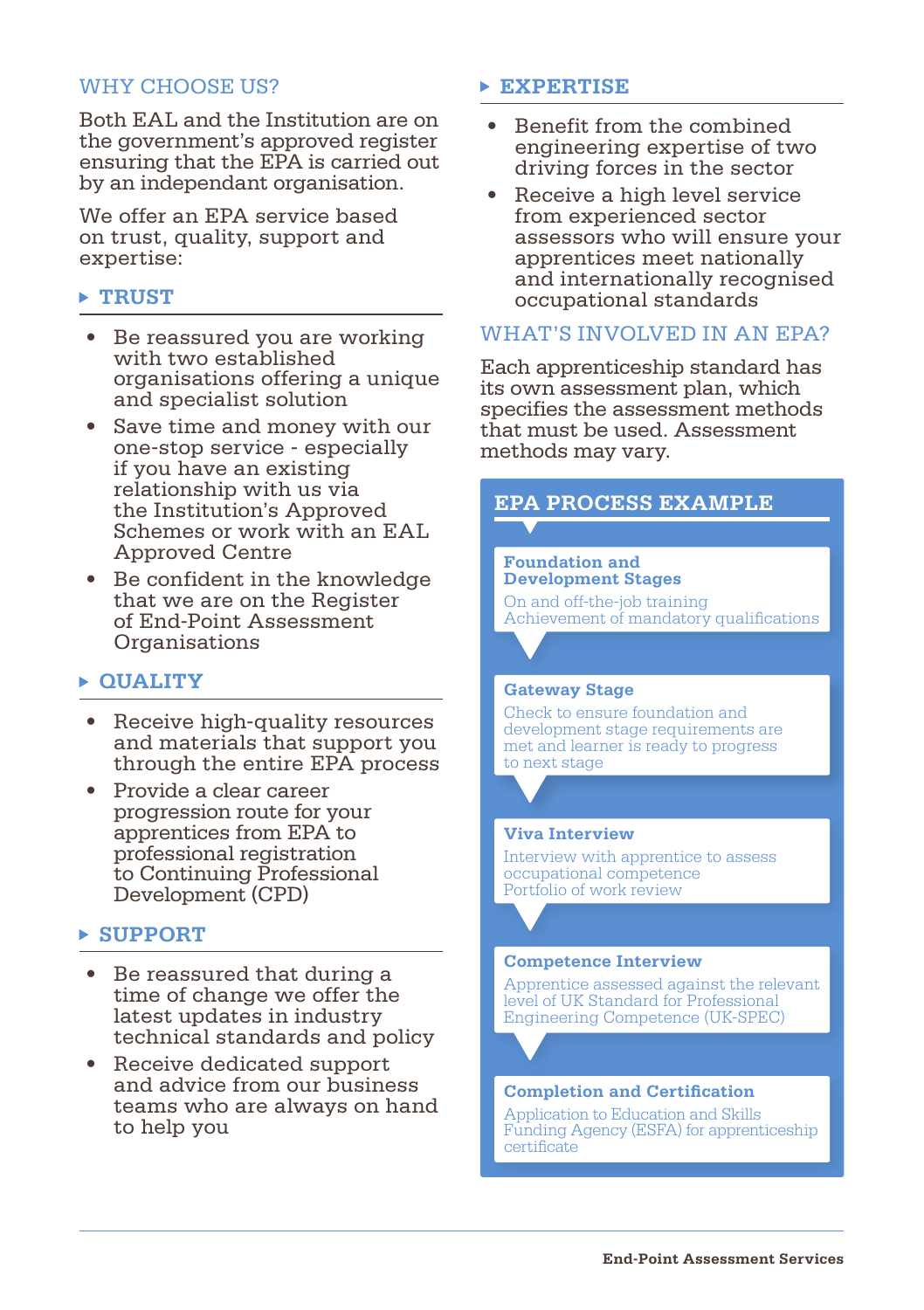## WHY CHOOSE US?

Both EAL and the Institution are on the government's approved register ensuring that the EPA is carried out by an independant organisation.

We offer an EPA service based on trust, quality, support and expertise:

### TRUST

- Be reassured you are working with two established organisations offering a unique and specialist solution
- Save time and money with our one-stop service - especially if you have an existing relationship with us via the Institution's Approved Schemes or work with an EAL Approved Centre
- Be confident in the knowledge that we are on the Register of End-Point Assessment Organisations

### QUALITY

- Receive high-quality resources and materials that support you through the entire EPA process
- Provide a clear career progression route for your apprentices from EPA to professional registration to Continuing Professional Development (CPD)

### SUPPORT

- Be reassured that during a time of change we offer the latest updates in industry technical standards and policy
- Receive dedicated support and advice from our business teams who are always on hand to help you

### EXPERTISE

- Benefit from the combined engineering expertise of two driving forces in the sector
- Receive a high level service from experienced sector assessors who will ensure your apprentices meet nationally and internationally recognised occupational standards

## WHAT'S INVOLVED IN AN EPA?

Each apprenticeship standard has its own assessment plan, which specifies the assessment methods that must be used. Assessment methods may vary.

### EPA PROCESS EXAMPLE

**Foundation and Development Stages**

On and off-the-job training
Achievement of mandatory qualifications

**Gateway Stage**

Check to ensure foundation and development stage requirements are met and learner is ready to progress to next stage

**Viva Interview**

Interview with apprentice to assess occupational competence
Portfolio of work review

**Competence Interview**

Apprentice assessed against the relevant level of UK Standard for Professional Engineering Competence (UK-SPEC)

**Completion and Certification**

Application to Education and Skills Funding Agency (ESFA) for apprenticeship certificate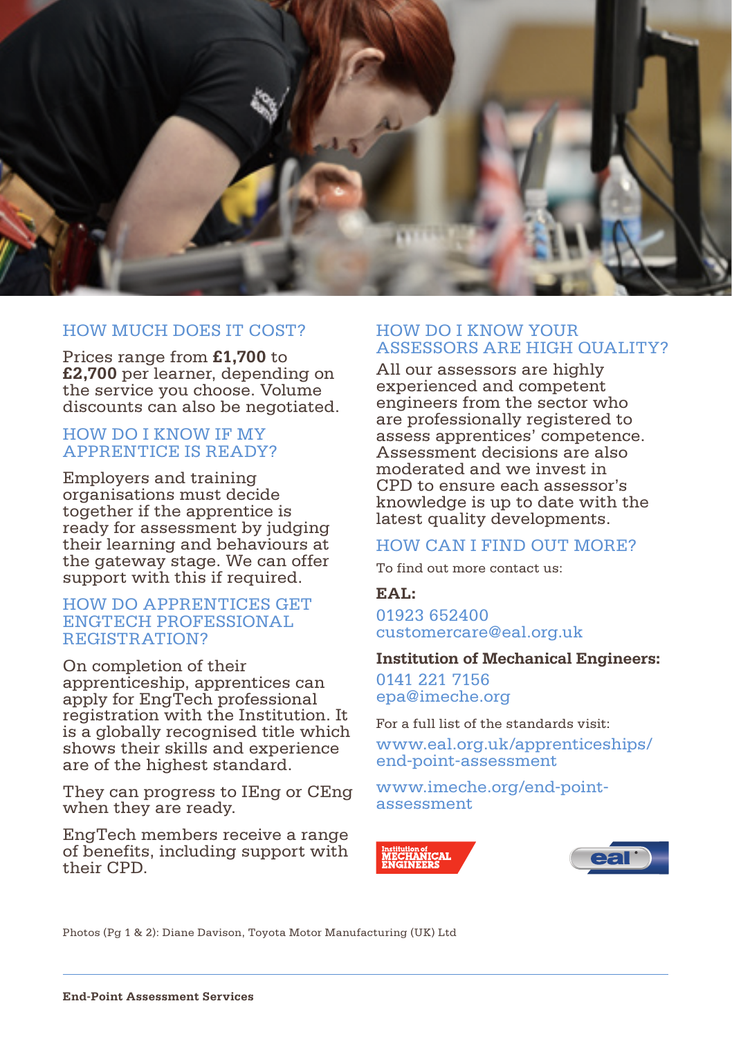## HOW MUCH DOES IT COST?

Prices range from **£1,700** to **£2,700** per learner, depending on the service you choose. Volume discounts can also be negotiated.

## HOW DO I KNOW IF MY APPRENTICE IS READY?

Employers and training organisations must decide together if the apprentice is ready for assessment by judging their learning and behaviours at the gateway stage. We can offer support with this if required.

## HOW DO APPRENTICES GET ENGTECH PROFESSIONAL REGISTRATION?

On completion of their apprenticeship, apprentices can apply for EngTech professional registration with the Institution. It is a globally recognised title which shows their skills and experience are of the highest standard.

They can progress to IEng or CEng when they are ready.

EngTech members receive a range of benefits, including support with their CPD.

## HOW DO I KNOW YOUR ASSESSORS ARE HIGH QUALITY?

All our assessors are highly experienced and competent engineers from the sector who are professionally registered to assess apprentices' competence. Assessment decisions are also moderated and we invest in CPD to ensure each assessor's knowledge is up to date with the latest quality developments.

## HOW CAN I FIND OUT MORE?

To find out more contact us:

**EAL:**

01923 652400
customercare@eal.org.uk

**Institution of Mechanical Engineers:**

0141 221 7156
epa@imeche.org

For a full list of the standards visit:

www.eal.org.uk/apprenticeships/end-point-assessment

www.imeche.org/end-point-assessment

Photos (Pg 1 & 2): Diane Davison, Toyota Motor Manufacturing (UK) Ltd